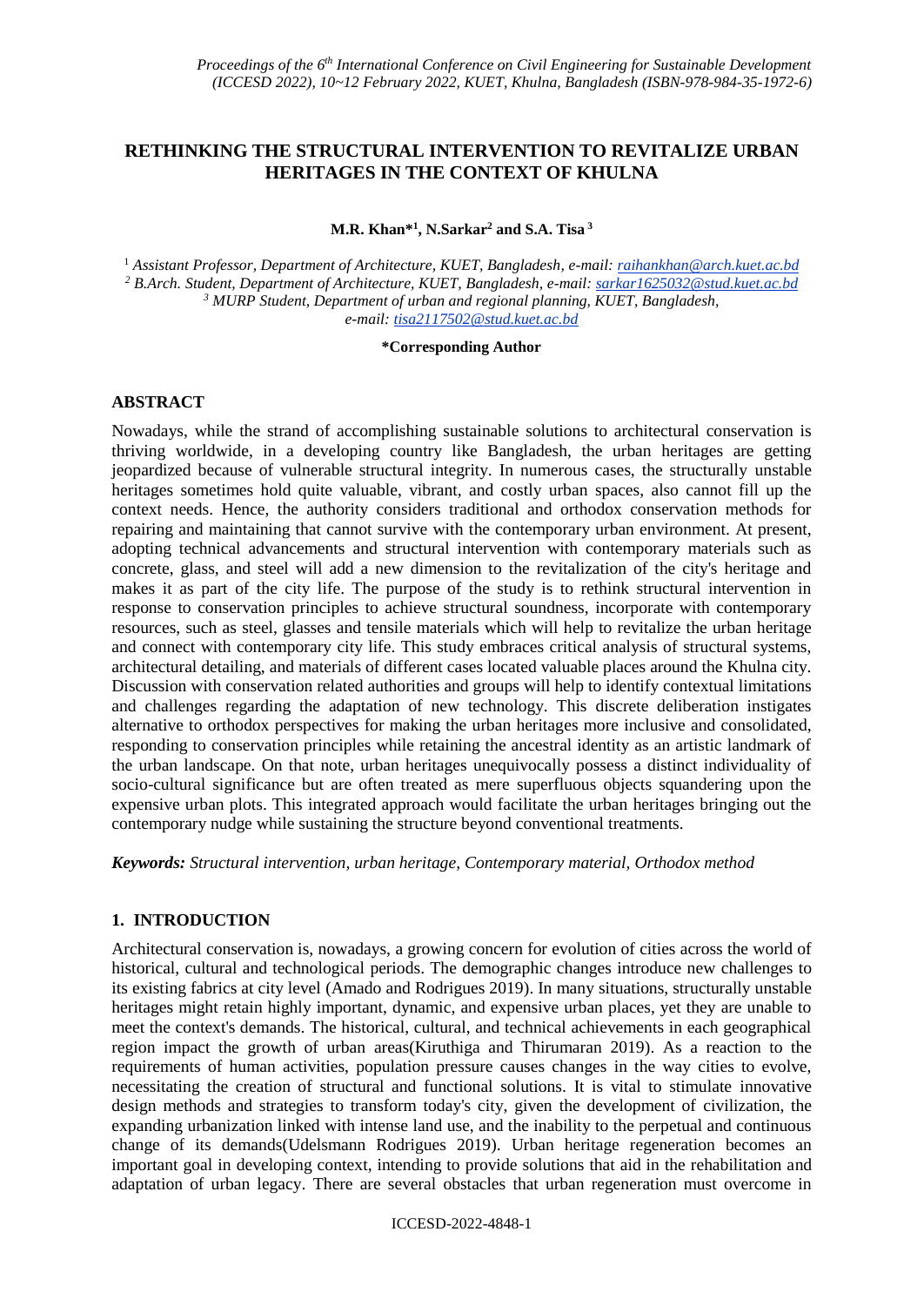# RETHINKING THE STRUCTURAL INTERVENTION TO REVITALIZE URBAN HERITAGES IN THE CONTEXT OF KHULNA

**M.R. Khan*[1], N.Sarkar[2] and S.A. Tisa[3]**

[1] *Assistant Professor, Department of Architecture, KUET, Bangladesh, e-mail: raihankhan@arch.kuet.ac.bd*
[2] *B.Arch. Student, Department of Architecture, KUET, Bangladesh, e-mail: sarkar1625032@stud.kuet.ac.bd*
[3] *MURP Student, Department of urban and regional planning, KUET, Bangladesh, e-mail: tisa2117502@stud.kuet.ac.bd*

**\*Corresponding Author**

## ABSTRACT

Nowadays, while the strand of accomplishing sustainable solutions to architectural conservation is thriving worldwide, in a developing country like Bangladesh, the urban heritages are getting jeopardized because of vulnerable structural integrity. In numerous cases, the structurally unstable heritages sometimes hold quite valuable, vibrant, and costly urban spaces, also cannot fill up the context needs. Hence, the authority considers traditional and orthodox conservation methods for repairing and maintaining that cannot survive with the contemporary urban environment. At present, adopting technical advancements and structural intervention with contemporary materials such as concrete, glass, and steel will add a new dimension to the revitalization of the city's heritage and makes it as part of the city life. The purpose of the study is to rethink structural intervention in response to conservation principles to achieve structural soundness, incorporate with contemporary resources, such as steel, glasses and tensile materials which will help to revitalize the urban heritage and connect with contemporary city life. This study embraces critical analysis of structural systems, architectural detailing, and materials of different cases located valuable places around the Khulna city. Discussion with conservation related authorities and groups will help to identify contextual limitations and challenges regarding the adaptation of new technology. This discrete deliberation instigates alternative to orthodox perspectives for making the urban heritages more inclusive and consolidated, responding to conservation principles while retaining the ancestral identity as an artistic landmark of the urban landscape. On that note, urban heritages unequivocally possess a distinct individuality of socio-cultural significance but are often treated as mere superfluous objects squandering upon the expensive urban plots. This integrated approach would facilitate the urban heritages bringing out the contemporary nudge while sustaining the structure beyond conventional treatments.

***Keywords:*** *Structural intervention, urban heritage, Contemporary material, Orthodox method*

## 1. INTRODUCTION

Architectural conservation is, nowadays, a growing concern for evolution of cities across the world of historical, cultural and technological periods. The demographic changes introduce new challenges to its existing fabrics at city level (Amado and Rodrigues 2019). In many situations, structurally unstable heritages might retain highly important, dynamic, and expensive urban places, yet they are unable to meet the context's demands. The historical, cultural, and technical achievements in each geographical region impact the growth of urban areas(Kiruthiga and Thirumaran 2019). As a reaction to the requirements of human activities, population pressure causes changes in the way cities to evolve, necessitating the creation of structural and functional solutions. It is vital to stimulate innovative design methods and strategies to transform today's city, given the development of civilization, the expanding urbanization linked with intense land use, and the inability to the perpetual and continuous change of its demands(Udelsmann Rodrigues 2019). Urban heritage regeneration becomes an important goal in developing context, intending to provide solutions that aid in the rehabilitation and adaptation of urban legacy. There are several obstacles that urban regeneration must overcome in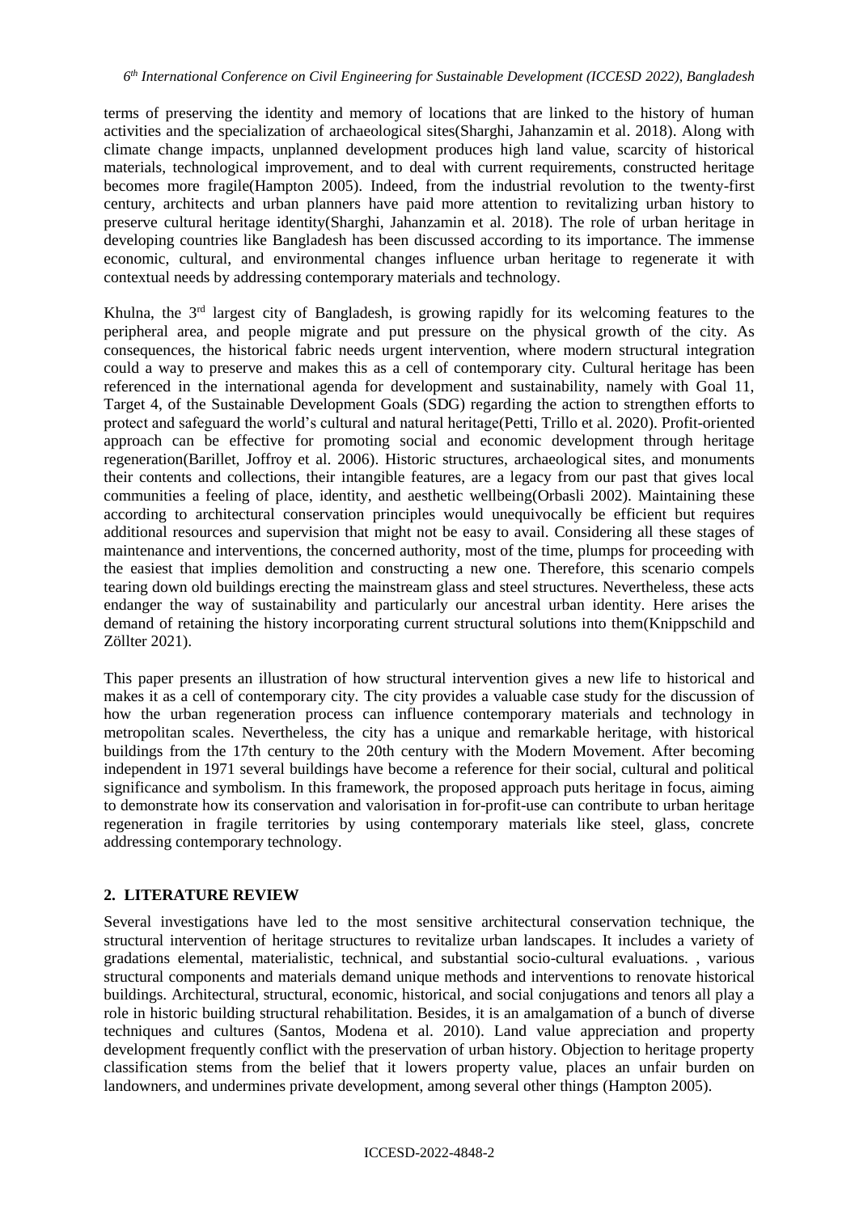terms of preserving the identity and memory of locations that are linked to the history of human activities and the specialization of archaeological sites(Sharghi, Jahanzamin et al. 2018). Along with climate change impacts, unplanned development produces high land value, scarcity of historical materials, technological improvement, and to deal with current requirements, constructed heritage becomes more fragile(Hampton 2005). Indeed, from the industrial revolution to the twenty-first century, architects and urban planners have paid more attention to revitalizing urban history to preserve cultural heritage identity(Sharghi, Jahanzamin et al. 2018). The role of urban heritage in developing countries like Bangladesh has been discussed according to its importance. The immense economic, cultural, and environmental changes influence urban heritage to regenerate it with contextual needs by addressing contemporary materials and technology.

Khulna, the 3rd largest city of Bangladesh, is growing rapidly for its welcoming features to the peripheral area, and people migrate and put pressure on the physical growth of the city. As consequences, the historical fabric needs urgent intervention, where modern structural integration could a way to preserve and makes this as a cell of contemporary city. Cultural heritage has been referenced in the international agenda for development and sustainability, namely with Goal 11, Target 4, of the Sustainable Development Goals (SDG) regarding the action to strengthen efforts to protect and safeguard the world's cultural and natural heritage(Petti, Trillo et al. 2020). Profit-oriented approach can be effective for promoting social and economic development through heritage regeneration(Barillet, Joffroy et al. 2006). Historic structures, archaeological sites, and monuments their contents and collections, their intangible features, are a legacy from our past that gives local communities a feeling of place, identity, and aesthetic wellbeing(Orbasli 2002). Maintaining these according to architectural conservation principles would unequivocally be efficient but requires additional resources and supervision that might not be easy to avail. Considering all these stages of maintenance and interventions, the concerned authority, most of the time, plumps for proceeding with the easiest that implies demolition and constructing a new one. Therefore, this scenario compels tearing down old buildings erecting the mainstream glass and steel structures. Nevertheless, these acts endanger the way of sustainability and particularly our ancestral urban identity. Here arises the demand of retaining the history incorporating current structural solutions into them(Knippschild and Zöllter 2021).

This paper presents an illustration of how structural intervention gives a new life to historical and makes it as a cell of contemporary city. The city provides a valuable case study for the discussion of how the urban regeneration process can influence contemporary materials and technology in metropolitan scales. Nevertheless, the city has a unique and remarkable heritage, with historical buildings from the 17th century to the 20th century with the Modern Movement. After becoming independent in 1971 several buildings have become a reference for their social, cultural and political significance and symbolism. In this framework, the proposed approach puts heritage in focus, aiming to demonstrate how its conservation and valorisation in for-profit-use can contribute to urban heritage regeneration in fragile territories by using contemporary materials like steel, glass, concrete addressing contemporary technology.

## 2. LITERATURE REVIEW

Several investigations have led to the most sensitive architectural conservation technique, the structural intervention of heritage structures to revitalize urban landscapes. It includes a variety of gradations elemental, materialistic, technical, and substantial socio-cultural evaluations. , various structural components and materials demand unique methods and interventions to renovate historical buildings. Architectural, structural, economic, historical, and social conjugations and tenors all play a role in historic building structural rehabilitation. Besides, it is an amalgamation of a bunch of diverse techniques and cultures (Santos, Modena et al. 2010). Land value appreciation and property development frequently conflict with the preservation of urban history. Objection to heritage property classification stems from the belief that it lowers property value, places an unfair burden on landowners, and undermines private development, among several other things (Hampton 2005).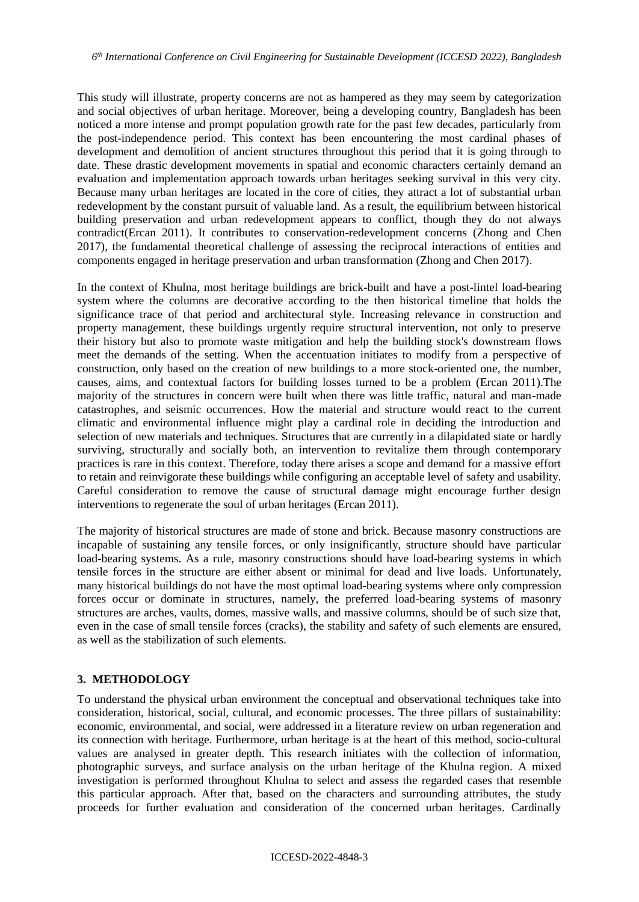This study will illustrate, property concerns are not as hampered as they may seem by categorization and social objectives of urban heritage. Moreover, being a developing country, Bangladesh has been noticed a more intense and prompt population growth rate for the past few decades, particularly from the post-independence period. This context has been encountering the most cardinal phases of development and demolition of ancient structures throughout this period that it is going through to date. These drastic development movements in spatial and economic characters certainly demand an evaluation and implementation approach towards urban heritages seeking survival in this very city. Because many urban heritages are located in the core of cities, they attract a lot of substantial urban redevelopment by the constant pursuit of valuable land. As a result, the equilibrium between historical building preservation and urban redevelopment appears to conflict, though they do not always contradict(Ercan 2011). It contributes to conservation-redevelopment concerns (Zhong and Chen 2017), the fundamental theoretical challenge of assessing the reciprocal interactions of entities and components engaged in heritage preservation and urban transformation (Zhong and Chen 2017).

In the context of Khulna, most heritage buildings are brick-built and have a post-lintel load-bearing system where the columns are decorative according to the then historical timeline that holds the significance trace of that period and architectural style. Increasing relevance in construction and property management, these buildings urgently require structural intervention, not only to preserve their history but also to promote waste mitigation and help the building stock's downstream flows meet the demands of the setting. When the accentuation initiates to modify from a perspective of construction, only based on the creation of new buildings to a more stock-oriented one, the number, causes, aims, and contextual factors for building losses turned to be a problem (Ercan 2011).The majority of the structures in concern were built when there was little traffic, natural and man-made catastrophes, and seismic occurrences. How the material and structure would react to the current climatic and environmental influence might play a cardinal role in deciding the introduction and selection of new materials and techniques. Structures that are currently in a dilapidated state or hardly surviving, structurally and socially both, an intervention to revitalize them through contemporary practices is rare in this context. Therefore, today there arises a scope and demand for a massive effort to retain and reinvigorate these buildings while configuring an acceptable level of safety and usability. Careful consideration to remove the cause of structural damage might encourage further design interventions to regenerate the soul of urban heritages (Ercan 2011).

The majority of historical structures are made of stone and brick. Because masonry constructions are incapable of sustaining any tensile forces, or only insignificantly, structure should have particular load-bearing systems. As a rule, masonry constructions should have load-bearing systems in which tensile forces in the structure are either absent or minimal for dead and live loads. Unfortunately, many historical buildings do not have the most optimal load-bearing systems where only compression forces occur or dominate in structures, namely, the preferred load-bearing systems of masonry structures are arches, vaults, domes, massive walls, and massive columns, should be of such size that, even in the case of small tensile forces (cracks), the stability and safety of such elements are ensured, as well as the stabilization of such elements.

## 3. METHODOLOGY

To understand the physical urban environment the conceptual and observational techniques take into consideration, historical, social, cultural, and economic processes. The three pillars of sustainability: economic, environmental, and social, were addressed in a literature review on urban regeneration and its connection with heritage. Furthermore, urban heritage is at the heart of this method, socio-cultural values are analysed in greater depth. This research initiates with the collection of information, photographic surveys, and surface analysis on the urban heritage of the Khulna region. A mixed investigation is performed throughout Khulna to select and assess the regarded cases that resemble this particular approach. After that, based on the characters and surrounding attributes, the study proceeds for further evaluation and consideration of the concerned urban heritages. Cardinally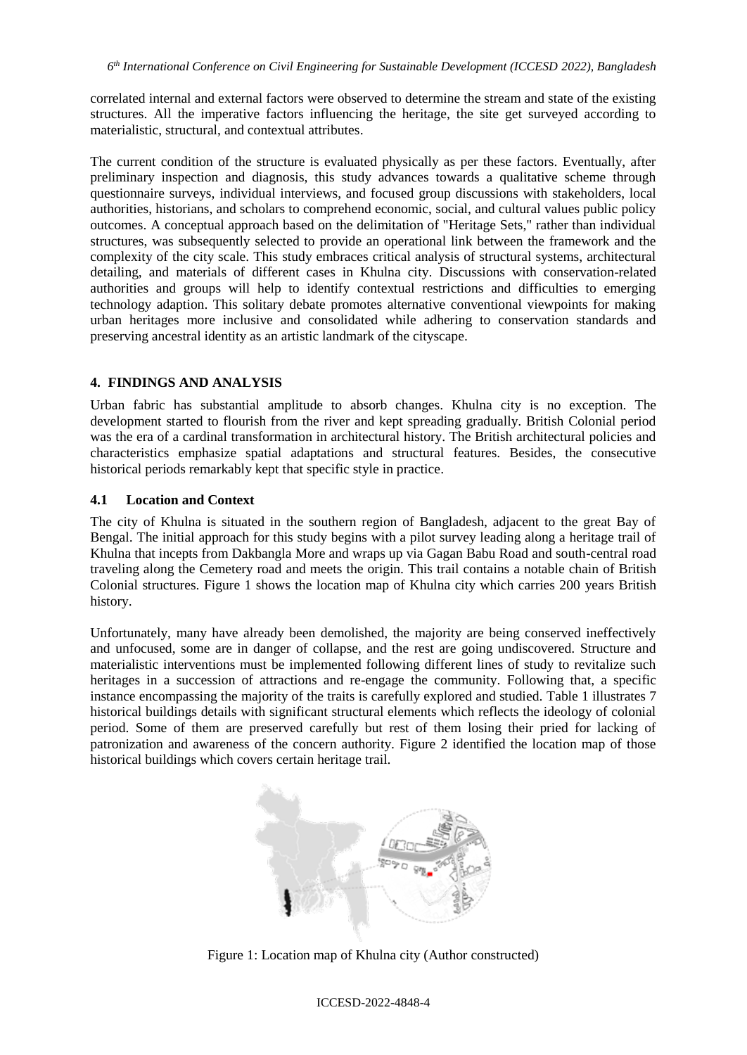correlated internal and external factors were observed to determine the stream and state of the existing structures. All the imperative factors influencing the heritage, the site get surveyed according to materialistic, structural, and contextual attributes.

The current condition of the structure is evaluated physically as per these factors. Eventually, after preliminary inspection and diagnosis, this study advances towards a qualitative scheme through questionnaire surveys, individual interviews, and focused group discussions with stakeholders, local authorities, historians, and scholars to comprehend economic, social, and cultural values public policy outcomes. A conceptual approach based on the delimitation of "Heritage Sets," rather than individual structures, was subsequently selected to provide an operational link between the framework and the complexity of the city scale. This study embraces critical analysis of structural systems, architectural detailing, and materials of different cases in Khulna city. Discussions with conservation-related authorities and groups will help to identify contextual restrictions and difficulties to emerging technology adaption. This solitary debate promotes alternative conventional viewpoints for making urban heritages more inclusive and consolidated while adhering to conservation standards and preserving ancestral identity as an artistic landmark of the cityscape.

## 4. FINDINGS AND ANALYSIS

Urban fabric has substantial amplitude to absorb changes. Khulna city is no exception. The development started to flourish from the river and kept spreading gradually. British Colonial period was the era of a cardinal transformation in architectural history. The British architectural policies and characteristics emphasize spatial adaptations and structural features. Besides, the consecutive historical periods remarkably kept that specific style in practice.

### 4.1 Location and Context

The city of Khulna is situated in the southern region of Bangladesh, adjacent to the great Bay of Bengal. The initial approach for this study begins with a pilot survey leading along a heritage trail of Khulna that incepts from Dakbangla More and wraps up via Gagan Babu Road and south-central road traveling along the Cemetery road and meets the origin. This trail contains a notable chain of British Colonial structures. Figure 1 shows the location map of Khulna city which carries 200 years British history.

Unfortunately, many have already been demolished, the majority are being conserved ineffectively and unfocused, some are in danger of collapse, and the rest are going undiscovered. Structure and materialistic interventions must be implemented following different lines of study to revitalize such heritages in a succession of attractions and re-engage the community. Following that, a specific instance encompassing the majority of the traits is carefully explored and studied. Table 1 illustrates 7 historical buildings details with significant structural elements which reflects the ideology of colonial period. Some of them are preserved carefully but rest of them losing their pried for lacking of patronization and awareness of the concern authority. Figure 2 identified the location map of those historical buildings which covers certain heritage trail.

Figure 1: Location map of Khulna city (Author constructed)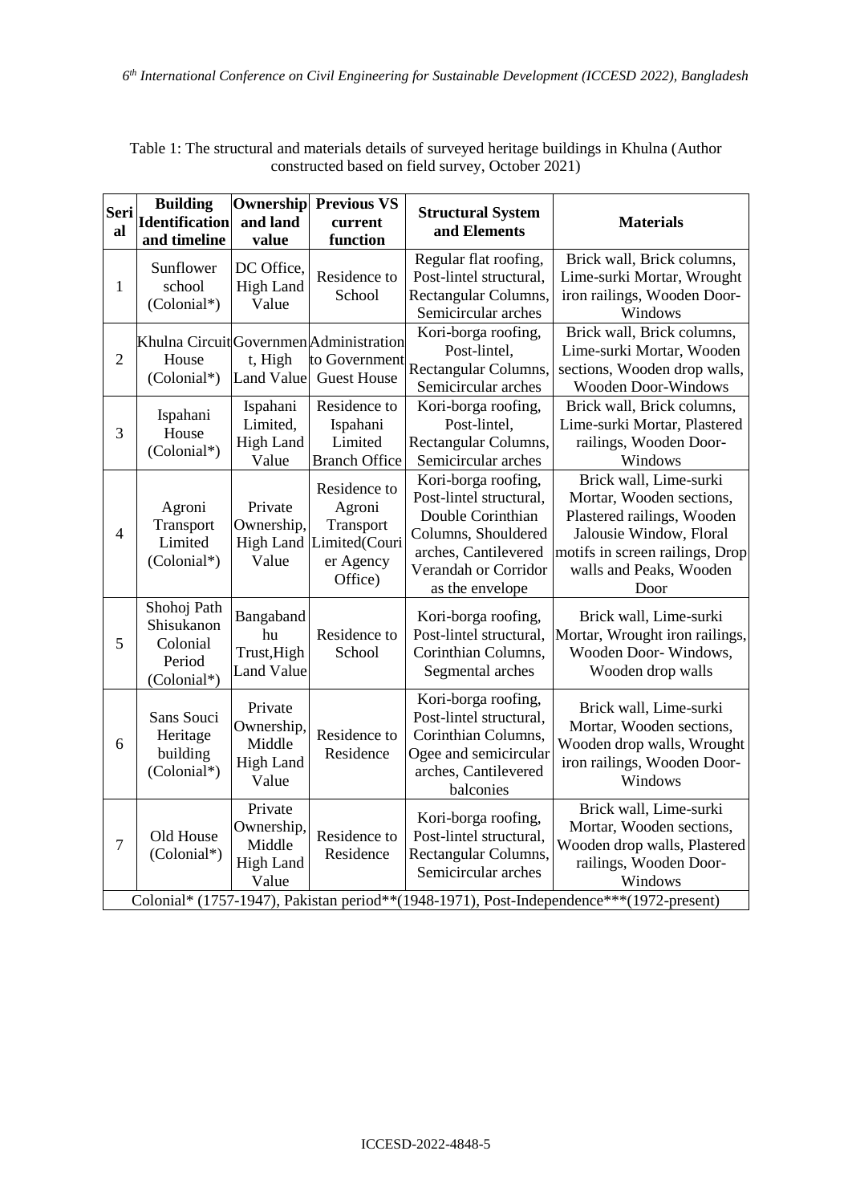Table 1: The structural and materials details of surveyed heritage buildings in Khulna (Author constructed based on field survey, October 2021)

| Serial | Building Identification and timeline | Ownership and land value | Previous VS current function | Structural System and Elements | Materials |
|---|---|---|---|---|---|
| 1 | Sunflower school (Colonial*) | DC Office, High Land Value | Residence to School | Regular flat roofing, Post-lintel structural, Rectangular Columns, Semicircular arches | Brick wall, Brick columns, Lime-surki Mortar, Wrought iron railings, Wooden Door-Windows |
| 2 | Khulna Circuit House (Colonial*) | Government, High Land Value | Administration to Government Guest House | Kori-borga roofing, Post-lintel, Rectangular Columns, Semicircular arches | Brick wall, Brick columns, Lime-surki Mortar, Wooden sections, Wooden drop walls, Wooden Door-Windows |
| 3 | Ispahani House (Colonial*) | Ispahani Limited, High Land Value | Residence to Ispahani Limited Branch Office | Kori-borga roofing, Post-lintel, Rectangular Columns, Semicircular arches | Brick wall, Brick columns, Lime-surki Mortar, Plastered railings, Wooden Door-Windows |
| 4 | Agroni Transport Limited (Colonial*) | Private Ownership, High Land Value | Residence to Agroni Transport Limited(Courier Agency Office) | Kori-borga roofing, Post-lintel structural, Double Corinthian Columns, Shouldered arches, Cantilevered Verandah or Corridor as the envelope | Brick wall, Lime-surki Mortar, Wooden sections, Plastered railings, Wooden Jalousie Window, Floral motifs in screen railings, Drop walls and Peaks, Wooden Door |
| 5 | Shohoj Path Shisukanon Colonial Period (Colonial*) | Bangabandhu Trust,High Land Value | Residence to School | Kori-borga roofing, Post-lintel structural, Corinthian Columns, Segmental arches | Brick wall, Lime-surki Mortar, Wrought iron railings, Wooden Door- Windows, Wooden drop walls |
| 6 | Sans Souci Heritage building (Colonial*) | Private Ownership, Middle High Land Value | Residence to Residence | Kori-borga roofing, Post-lintel structural, Corinthian Columns, Ogee and semicircular arches, Cantilevered balconies | Brick wall, Lime-surki Mortar, Wooden sections, Wooden drop walls, Wrought iron railings, Wooden Door-Windows |
| 7 | Old House (Colonial*) | Private Ownership, Middle High Land Value | Residence to Residence | Kori-borga roofing, Post-lintel structural, Rectangular Columns, Semicircular arches | Brick wall, Lime-surki Mortar, Wooden sections, Wooden drop walls, Plastered railings, Wooden Door-Windows |

Colonial* (1757-1947), Pakistan period**(1948-1971), Post-Independence***(1972-present)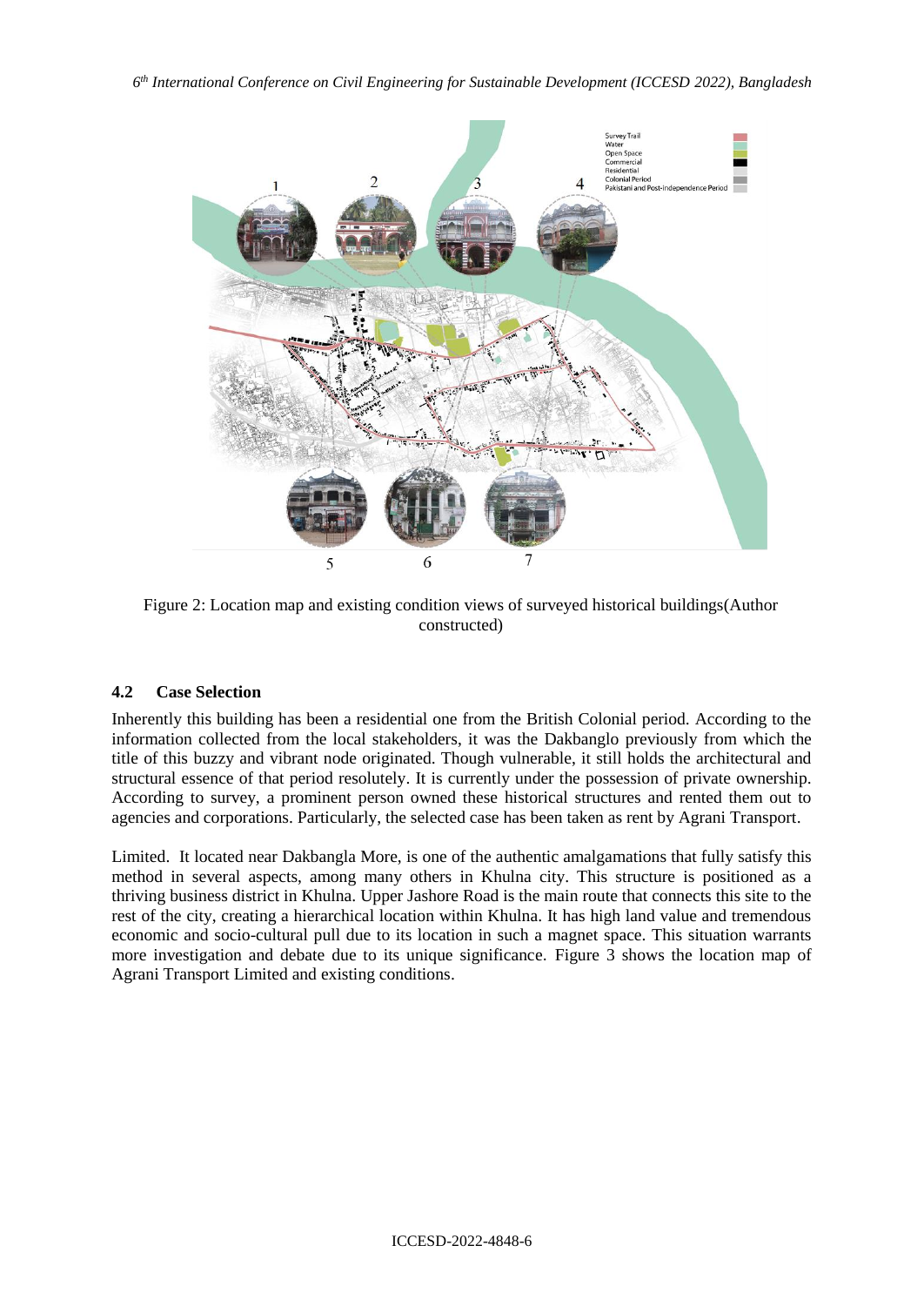Figure 2: Location map and existing condition views of surveyed historical buildings(Author constructed)

### 4.2 Case Selection

Inherently this building has been a residential one from the British Colonial period. According to the information collected from the local stakeholders, it was the Dakbanglo previously from which the title of this buzzy and vibrant node originated. Though vulnerable, it still holds the architectural and structural essence of that period resolutely. It is currently under the possession of private ownership. According to survey, a prominent person owned these historical structures and rented them out to agencies and corporations. Particularly, the selected case has been taken as rent by Agrani Transport.

Limited. It located near Dakbangla More, is one of the authentic amalgamations that fully satisfy this method in several aspects, among many others in Khulna city. This structure is positioned as a thriving business district in Khulna. Upper Jashore Road is the main route that connects this site to the rest of the city, creating a hierarchical location within Khulna. It has high land value and tremendous economic and socio-cultural pull due to its location in such a magnet space. This situation warrants more investigation and debate due to its unique significance. Figure 3 shows the location map of Agrani Transport Limited and existing conditions.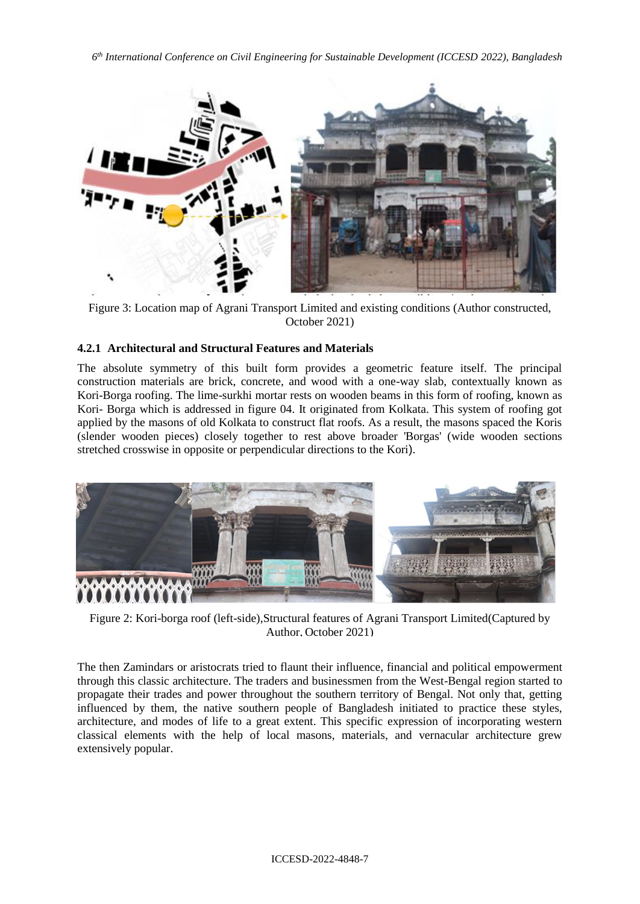Figure 3: Location map of Agrani Transport Limited and existing conditions (Author constructed, October 2021)

#### 4.2.1 Architectural and Structural Features and Materials

The absolute symmetry of this built form provides a geometric feature itself. The principal construction materials are brick, concrete, and wood with a one-way slab, contextually known as Kori-Borga roofing. The lime-surkhi mortar rests on wooden beams in this form of roofing, known as Kori- Borga which is addressed in figure 04. It originated from Kolkata. This system of roofing got applied by the masons of old Kolkata to construct flat roofs. As a result, the masons spaced the Koris (slender wooden pieces) closely together to rest above broader 'Borgas' (wide wooden sections stretched crosswise in opposite or perpendicular directions to the Kori).

Figure 2: Kori-borga roof (left-side),Structural features of Agrani Transport Limited(Captured by Author, October 2021)

The then Zamindars or aristocrats tried to flaunt their influence, financial and political empowerment through this classic architecture. The traders and businessmen from the West-Bengal region started to propagate their trades and power throughout the southern territory of Bengal. Not only that, getting influenced by them, the native southern people of Bangladesh initiated to practice these styles, architecture, and modes of life to a great extent. This specific expression of incorporating western classical elements with the help of local masons, materials, and vernacular architecture grew extensively popular.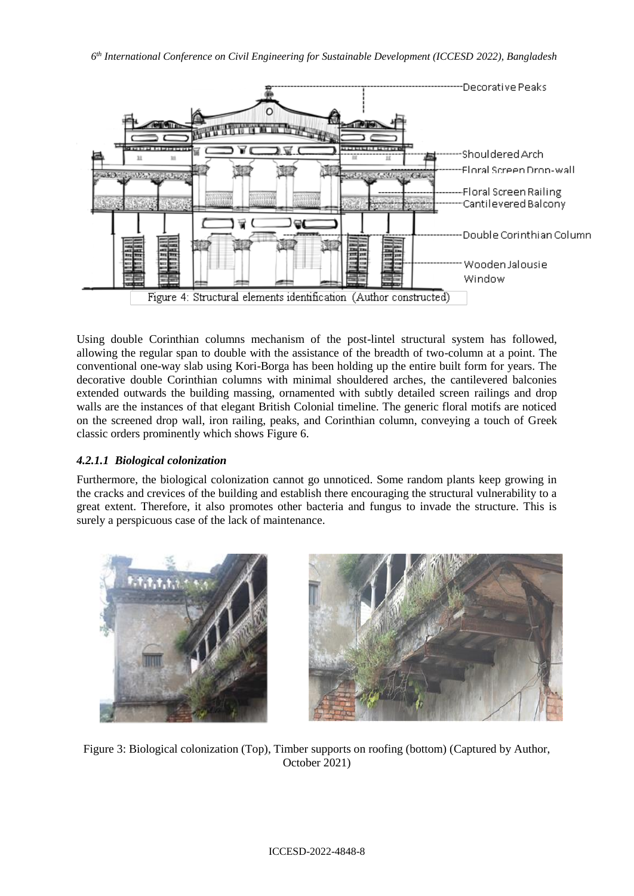Figure 4: Structural elements identification (Author constructed)

Using double Corinthian columns mechanism of the post-lintel structural system has followed, allowing the regular span to double with the assistance of the breadth of two-column at a point. The conventional one-way slab using Kori-Borga has been holding up the entire built form for years. The decorative double Corinthian columns with minimal shouldered arches, the cantilevered balconies extended outwards the building massing, ornamented with subtly detailed screen railings and drop walls are the instances of that elegant British Colonial timeline. The generic floral motifs are noticed on the screened drop wall, iron railing, peaks, and Corinthian column, conveying a touch of Greek classic orders prominently which shows Figure 6.

#### *4.2.1.1 Biological colonization*

Furthermore, the biological colonization cannot go unnoticed. Some random plants keep growing in the cracks and crevices of the building and establish there encouraging the structural vulnerability to a great extent. Therefore, it also promotes other bacteria and fungus to invade the structure. This is surely a perspicuous case of the lack of maintenance.

Figure 3: Biological colonization (Top), Timber supports on roofing (bottom) (Captured by Author, October 2021)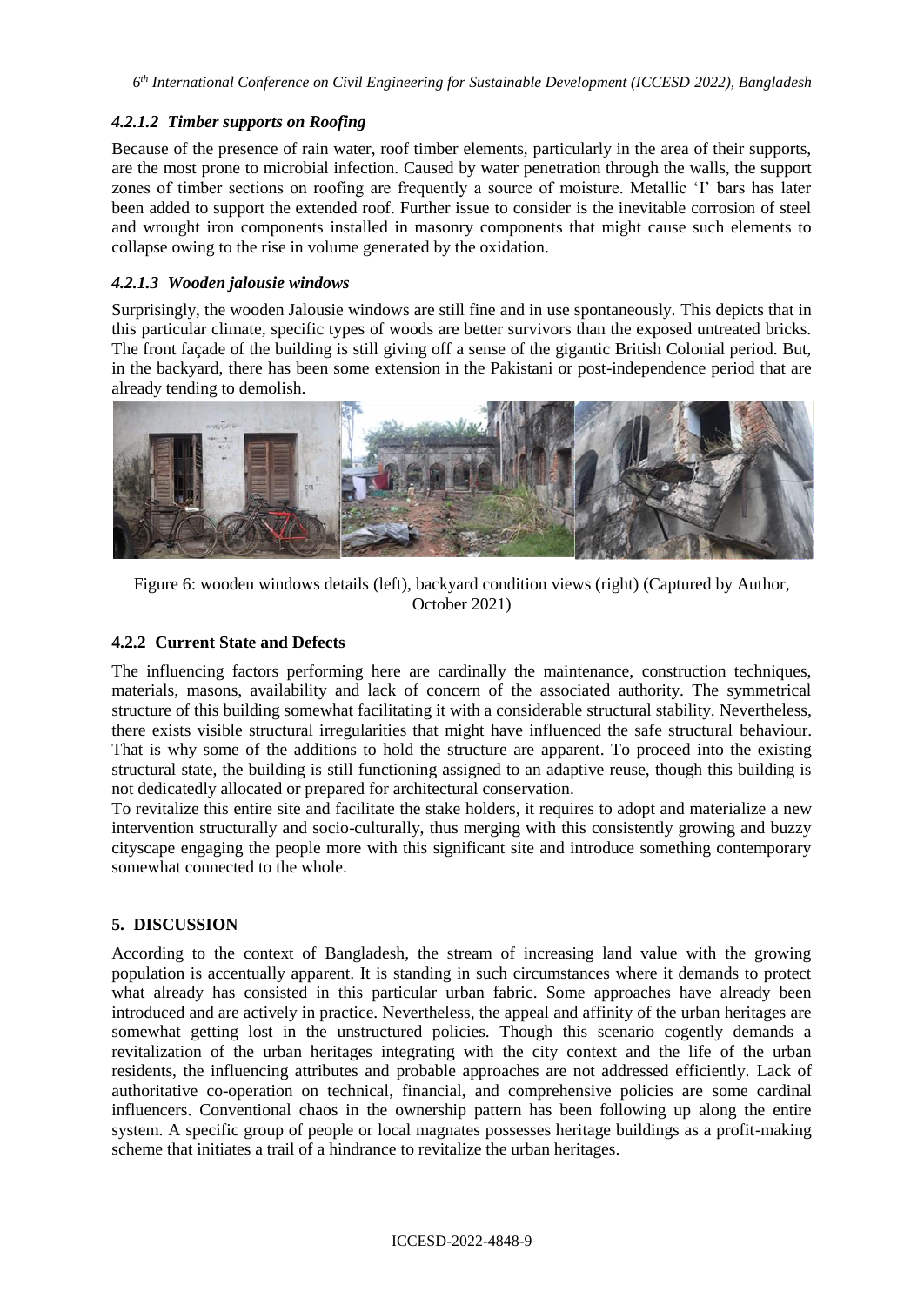#### *4.2.1.2 Timber supports on Roofing*

Because of the presence of rain water, roof timber elements, particularly in the area of their supports, are the most prone to microbial infection. Caused by water penetration through the walls, the support zones of timber sections on roofing are frequently a source of moisture. Metallic 'I' bars has later been added to support the extended roof. Further issue to consider is the inevitable corrosion of steel and wrought iron components installed in masonry components that might cause such elements to collapse owing to the rise in volume generated by the oxidation.

#### *4.2.1.3 Wooden jalousie windows*

Surprisingly, the wooden Jalousie windows are still fine and in use spontaneously. This depicts that in this particular climate, specific types of woods are better survivors than the exposed untreated bricks. The front façade of the building is still giving off a sense of the gigantic British Colonial period. But, in the backyard, there has been some extension in the Pakistani or post-independence period that are already tending to demolish.

Figure 6: wooden windows details (left), backyard condition views (right) (Captured by Author, October 2021)

### 4.2.2 Current State and Defects

The influencing factors performing here are cardinally the maintenance, construction techniques, materials, masons, availability and lack of concern of the associated authority. The symmetrical structure of this building somewhat facilitating it with a considerable structural stability. Nevertheless, there exists visible structural irregularities that might have influenced the safe structural behaviour. That is why some of the additions to hold the structure are apparent. To proceed into the existing structural state, the building is still functioning assigned to an adaptive reuse, though this building is not dedicatedly allocated or prepared for architectural conservation.

To revitalize this entire site and facilitate the stake holders, it requires to adopt and materialize a new intervention structurally and socio-culturally, thus merging with this consistently growing and buzzy cityscape engaging the people more with this significant site and introduce something contemporary somewhat connected to the whole.

## 5. DISCUSSION

According to the context of Bangladesh, the stream of increasing land value with the growing population is accentually apparent. It is standing in such circumstances where it demands to protect what already has consisted in this particular urban fabric. Some approaches have already been introduced and are actively in practice. Nevertheless, the appeal and affinity of the urban heritages are somewhat getting lost in the unstructured policies. Though this scenario cogently demands a revitalization of the urban heritages integrating with the city context and the life of the urban residents, the influencing attributes and probable approaches are not addressed efficiently. Lack of authoritative co-operation on technical, financial, and comprehensive policies are some cardinal influencers. Conventional chaos in the ownership pattern has been following up along the entire system. A specific group of people or local magnates possesses heritage buildings as a profit-making scheme that initiates a trail of a hindrance to revitalize the urban heritages.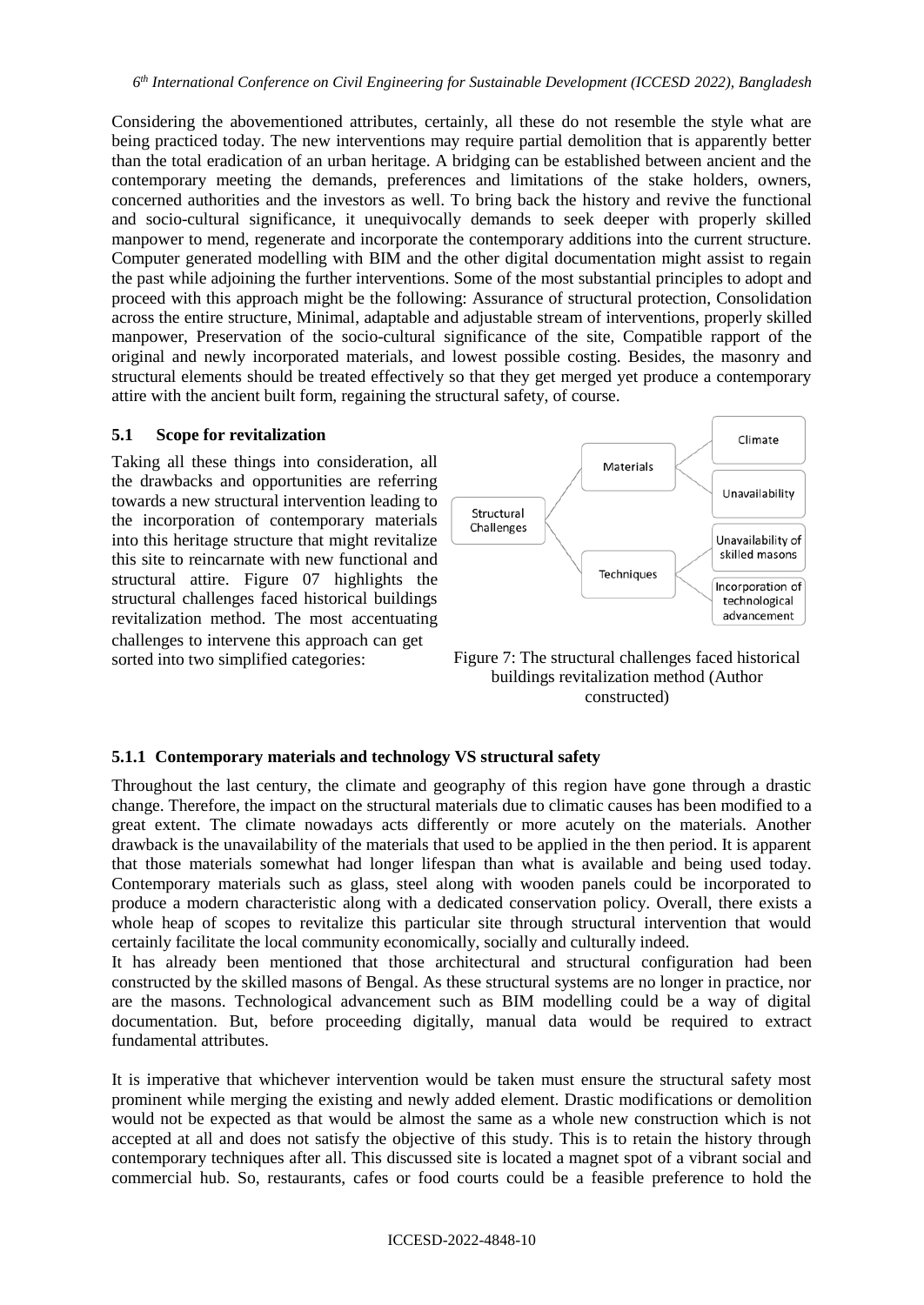Considering the abovementioned attributes, certainly, all these do not resemble the style what are being practiced today. The new interventions may require partial demolition that is apparently better than the total eradication of an urban heritage. A bridging can be established between ancient and the contemporary meeting the demands, preferences and limitations of the stake holders, owners, concerned authorities and the investors as well. To bring back the history and revive the functional and socio-cultural significance, it unequivocally demands to seek deeper with properly skilled manpower to mend, regenerate and incorporate the contemporary additions into the current structure. Computer generated modelling with BIM and the other digital documentation might assist to regain the past while adjoining the further interventions. Some of the most substantial principles to adopt and proceed with this approach might be the following: Assurance of structural protection, Consolidation across the entire structure, Minimal, adaptable and adjustable stream of interventions, properly skilled manpower, Preservation of the socio-cultural significance of the site, Compatible rapport of the original and newly incorporated materials, and lowest possible costing. Besides, the masonry and structural elements should be treated effectively so that they get merged yet produce a contemporary attire with the ancient built form, regaining the structural safety, of course.

### 5.1 Scope for revitalization

Taking all these things into consideration, all the drawbacks and opportunities are referring towards a new structural intervention leading to the incorporation of contemporary materials into this heritage structure that might revitalize this site to reincarnate with new functional and structural attire. Figure 07 highlights the structural challenges faced historical buildings revitalization method. The most accentuating challenges to intervene this approach can get sorted into two simplified categories:

Structural Challenges → Materials (Climate; Unavailability); Techniques (Unavailability of skilled masons; Incorporation of technological advancement)

Figure 7: The structural challenges faced historical buildings revitalization method (Author constructed)

#### 5.1.1 Contemporary materials and technology VS structural safety

Throughout the last century, the climate and geography of this region have gone through a drastic change. Therefore, the impact on the structural materials due to climatic causes has been modified to a great extent. The climate nowadays acts differently or more acutely on the materials. Another drawback is the unavailability of the materials that used to be applied in the then period. It is apparent that those materials somewhat had longer lifespan than what is available and being used today. Contemporary materials such as glass, steel along with wooden panels could be incorporated to produce a modern characteristic along with a dedicated conservation policy. Overall, there exists a whole heap of scopes to revitalize this particular site through structural intervention that would certainly facilitate the local community economically, socially and culturally indeed.

It has already been mentioned that those architectural and structural configuration had been constructed by the skilled masons of Bengal. As these structural systems are no longer in practice, nor are the masons. Technological advancement such as BIM modelling could be a way of digital documentation. But, before proceeding digitally, manual data would be required to extract fundamental attributes.

It is imperative that whichever intervention would be taken must ensure the structural safety most prominent while merging the existing and newly added element. Drastic modifications or demolition would not be expected as that would be almost the same as a whole new construction which is not accepted at all and does not satisfy the objective of this study. This is to retain the history through contemporary techniques after all. This discussed site is located a magnet spot of a vibrant social and commercial hub. So, restaurants, cafes or food courts could be a feasible preference to hold the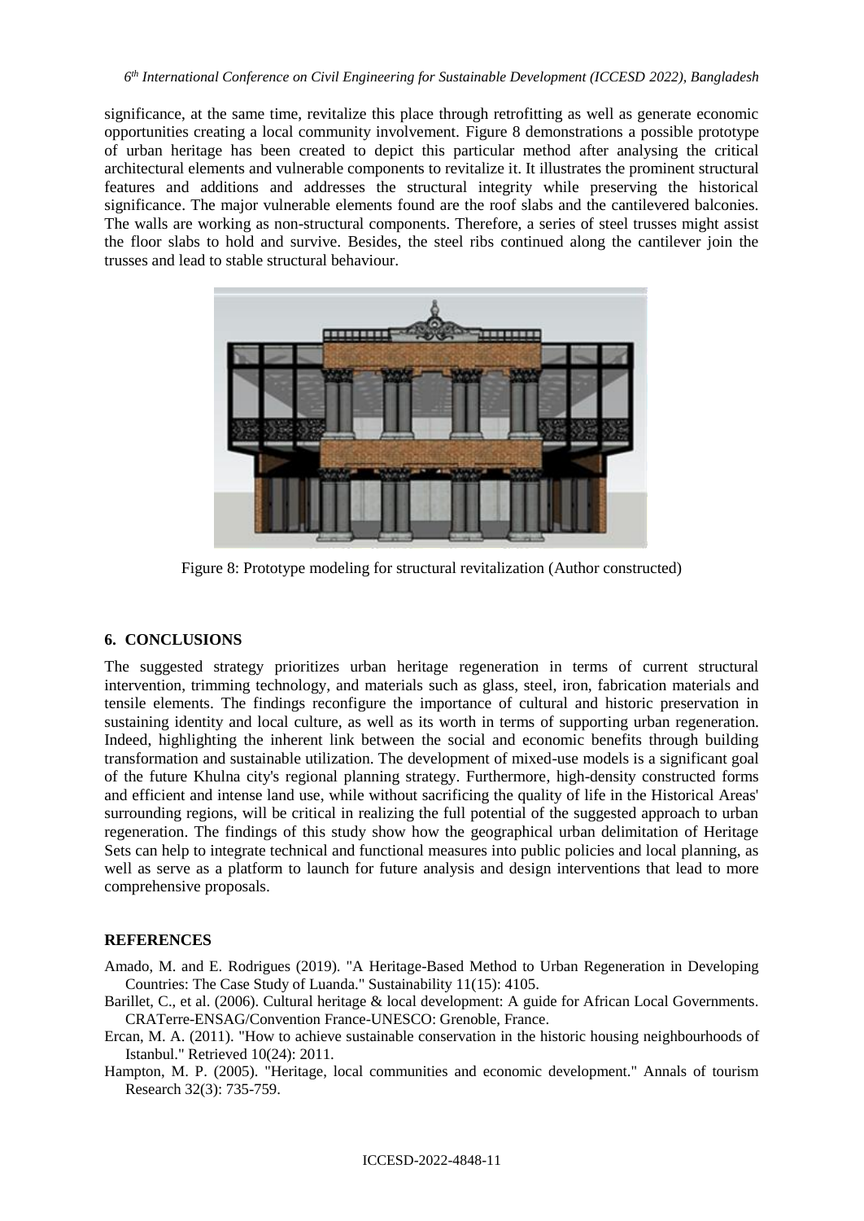significance, at the same time, revitalize this place through retrofitting as well as generate economic opportunities creating a local community involvement. Figure 8 demonstrations a possible prototype of urban heritage has been created to depict this particular method after analysing the critical architectural elements and vulnerable components to revitalize it. It illustrates the prominent structural features and additions and addresses the structural integrity while preserving the historical significance. The major vulnerable elements found are the roof slabs and the cantilevered balconies. The walls are working as non-structural components. Therefore, a series of steel trusses might assist the floor slabs to hold and survive. Besides, the steel ribs continued along the cantilever join the trusses and lead to stable structural behaviour.

Figure 8: Prototype modeling for structural revitalization (Author constructed)

## 6. CONCLUSIONS

The suggested strategy prioritizes urban heritage regeneration in terms of current structural intervention, trimming technology, and materials such as glass, steel, iron, fabrication materials and tensile elements. The findings reconfigure the importance of cultural and historic preservation in sustaining identity and local culture, as well as its worth in terms of supporting urban regeneration. Indeed, highlighting the inherent link between the social and economic benefits through building transformation and sustainable utilization. The development of mixed-use models is a significant goal of the future Khulna city's regional planning strategy. Furthermore, high-density constructed forms and efficient and intense land use, while without sacrificing the quality of life in the Historical Areas' surrounding regions, will be critical in realizing the full potential of the suggested approach to urban regeneration. The findings of this study show how the geographical urban delimitation of Heritage Sets can help to integrate technical and functional measures into public policies and local planning, as well as serve as a platform to launch for future analysis and design interventions that lead to more comprehensive proposals.

## REFERENCES

Amado, M. and E. Rodrigues (2019). "A Heritage-Based Method to Urban Regeneration in Developing Countries: The Case Study of Luanda." Sustainability 11(15): 4105.

Barillet, C., et al. (2006). Cultural heritage & local development: A guide for African Local Governments. CRATerre-ENSAG/Convention France-UNESCO: Grenoble, France.

Ercan, M. A. (2011). "How to achieve sustainable conservation in the historic housing neighbourhoods of Istanbul." Retrieved 10(24): 2011.

Hampton, M. P. (2005). "Heritage, local communities and economic development." Annals of tourism Research 32(3): 735-759.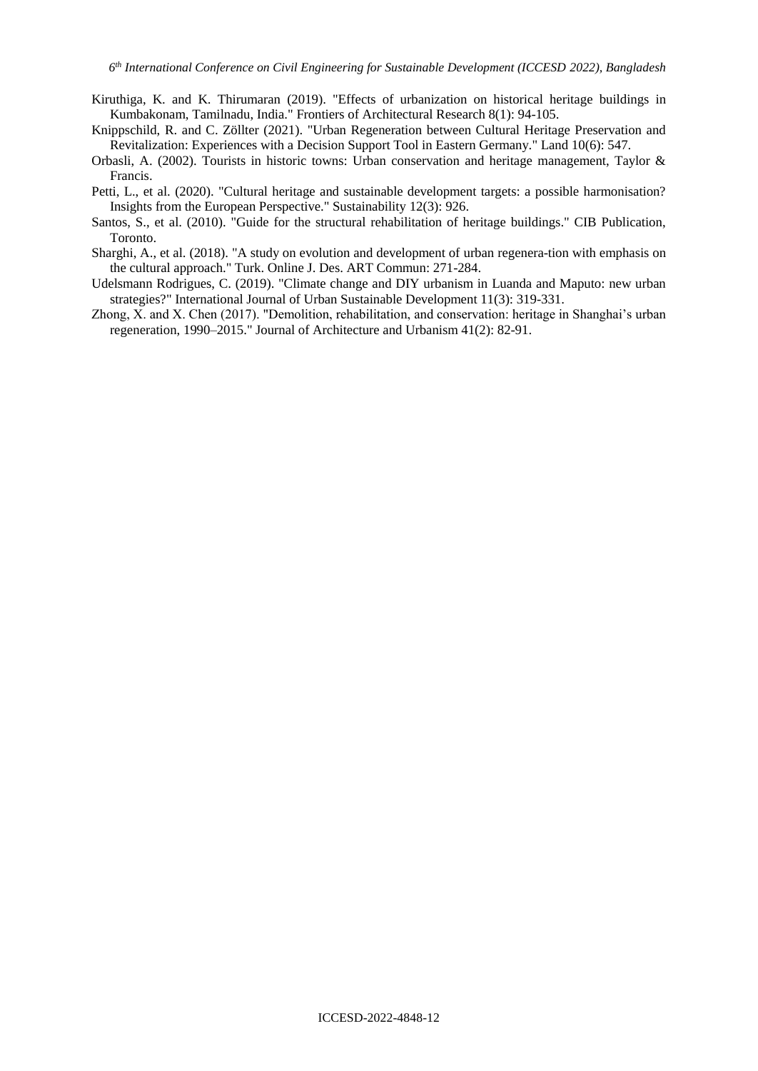Kiruthiga, K. and K. Thirumaran (2019). "Effects of urbanization on historical heritage buildings in Kumbakonam, Tamilnadu, India." Frontiers of Architectural Research 8(1): 94-105.

Knippschild, R. and C. Zöllter (2021). "Urban Regeneration between Cultural Heritage Preservation and Revitalization: Experiences with a Decision Support Tool in Eastern Germany." Land 10(6): 547.

Orbasli, A. (2002). Tourists in historic towns: Urban conservation and heritage management, Taylor & Francis.

Petti, L., et al. (2020). "Cultural heritage and sustainable development targets: a possible harmonisation? Insights from the European Perspective." Sustainability 12(3): 926.

Santos, S., et al. (2010). "Guide for the structural rehabilitation of heritage buildings." CIB Publication, Toronto.

Sharghi, A., et al. (2018). "A study on evolution and development of urban regenera-tion with emphasis on the cultural approach." Turk. Online J. Des. ART Commun: 271-284.

Udelsmann Rodrigues, C. (2019). "Climate change and DIY urbanism in Luanda and Maputo: new urban strategies?" International Journal of Urban Sustainable Development 11(3): 319-331.

Zhong, X. and X. Chen (2017). "Demolition, rehabilitation, and conservation: heritage in Shanghai's urban regeneration, 1990–2015." Journal of Architecture and Urbanism 41(2): 82-91.